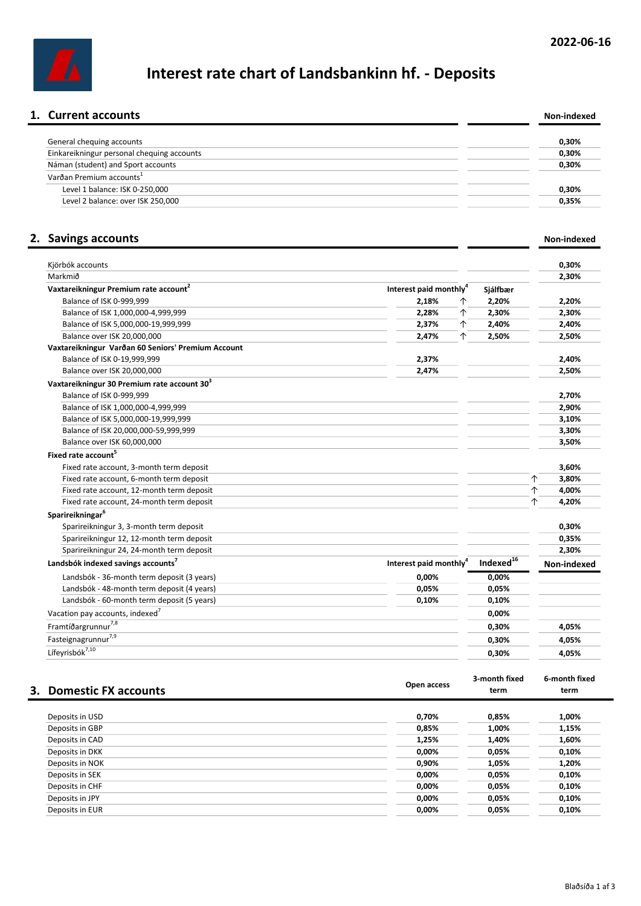2022-06-16

# Interest rate chart of Landsbankinn hf. - Deposits

## 1. Current accounts

| | | Non-indexed |
|---|---|---|
| General chequing accounts | | 0,30% |
| Einkareikningur personal chequing accounts | | 0,30% |
| Náman (student) and Sport accounts | | 0,30% |
| Varðan Premium accounts[1] | | |
| Level 1 balance: ISK 0-250,000 | | 0,30% |
| Level 2 balance: over ISK 250,000 | | 0,35% |

## 2. Savings accounts

| | | | Non-indexed |
|---|---|---|---|
| Kjörbók accounts | | | 0,30% |
| Markmið | | | 2,30% |
| **Vaxtareikningur Premium rate account[2]** | **Interest paid monthly[4]** | **Sjálfbær** | |
| Balance of ISK 0-999,999 | 2,18% ↑ | 2,20% | 2,20% |
| Balance of ISK 1,000,000-4,999,999 | 2,28% ↑ | 2,30% | 2,30% |
| Balance of ISK 5,000,000-19,999,999 | 2,37% ↑ | 2,40% | 2,40% |
| Balance over ISK 20,000,000 | 2,47% ↑ | 2,50% | 2,50% |
| **Vaxtareikningur Varðan 60 Seniors' Premium Account** | | | |
| Balance of ISK 0-19,999,999 | 2,37% | | 2,40% |
| Balance over ISK 20,000,000 | 2,47% | | 2,50% |
| **Vaxtareikningur 30 Premium rate account 30[3]** | | | |
| Balance of ISK 0-999,999 | | | 2,70% |
| Balance of ISK 1,000,000-4,999,999 | | | 2,90% |
| Balance of ISK 5,000,000-19,999,999 | | | 3,10% |
| Balance of ISK 20,000,000-59,999,999 | | | 3,30% |
| Balance over ISK 60,000,000 | | | 3,50% |
| **Fixed rate account[5]** | | | |
| Fixed rate account, 3-month term deposit | | | 3,60% |
| Fixed rate account, 6-month term deposit | | | ↑ 3,80% |
| Fixed rate account, 12-month term deposit | | | ↑ 4,00% |
| Fixed rate account, 24-month term deposit | | | ↑ 4,20% |
| **Sparireikningar[6]** | | | |
| Sparireikningur 3, 3-month term deposit | | | 0,30% |
| Sparireikningur 12, 12-month term deposit | | | 0,35% |
| Sparireikningur 24, 24-month term deposit | | | 2,30% |
| **Landsbók indexed savings accounts[7]** | **Interest paid monthly[4]** | **Indexed[16]** | **Non-indexed** |
| Landsbók - 36-month term deposit (3 years) | 0,00% | 0,00% | |
| Landsbók - 48-month term deposit (4 years) | 0,05% | 0,05% | |
| Landsbók - 60-month term deposit (5 years) | 0,10% | 0,10% | |
| Vacation pay accounts, indexed[7] | | 0,00% | |
| Framtíðargrunnur[7,8] | | 0,30% | 4,05% |
| Fasteignagrunnur[7,9] | | 0,30% | 4,05% |
| Lífeyrisbók[7,10] | | 0,30% | 4,05% |

## 3. Domestic FX accounts

| | Open access | 3-month fixed term | 6-month fixed term |
|---|---|---|---|
| Deposits in USD | 0,70% | 0,85% | 1,00% |
| Deposits in GBP | 0,85% | 1,00% | 1,15% |
| Deposits in CAD | 1,25% | 1,40% | 1,60% |
| Deposits in DKK | 0,00% | 0,05% | 0,10% |
| Deposits in NOK | 0,90% | 1,05% | 1,20% |
| Deposits in SEK | 0,00% | 0,05% | 0,10% |
| Deposits in CHF | 0,00% | 0,05% | 0,10% |
| Deposits in JPY | 0,00% | 0,05% | 0,10% |
| Deposits in EUR | 0,00% | 0,05% | 0,10% |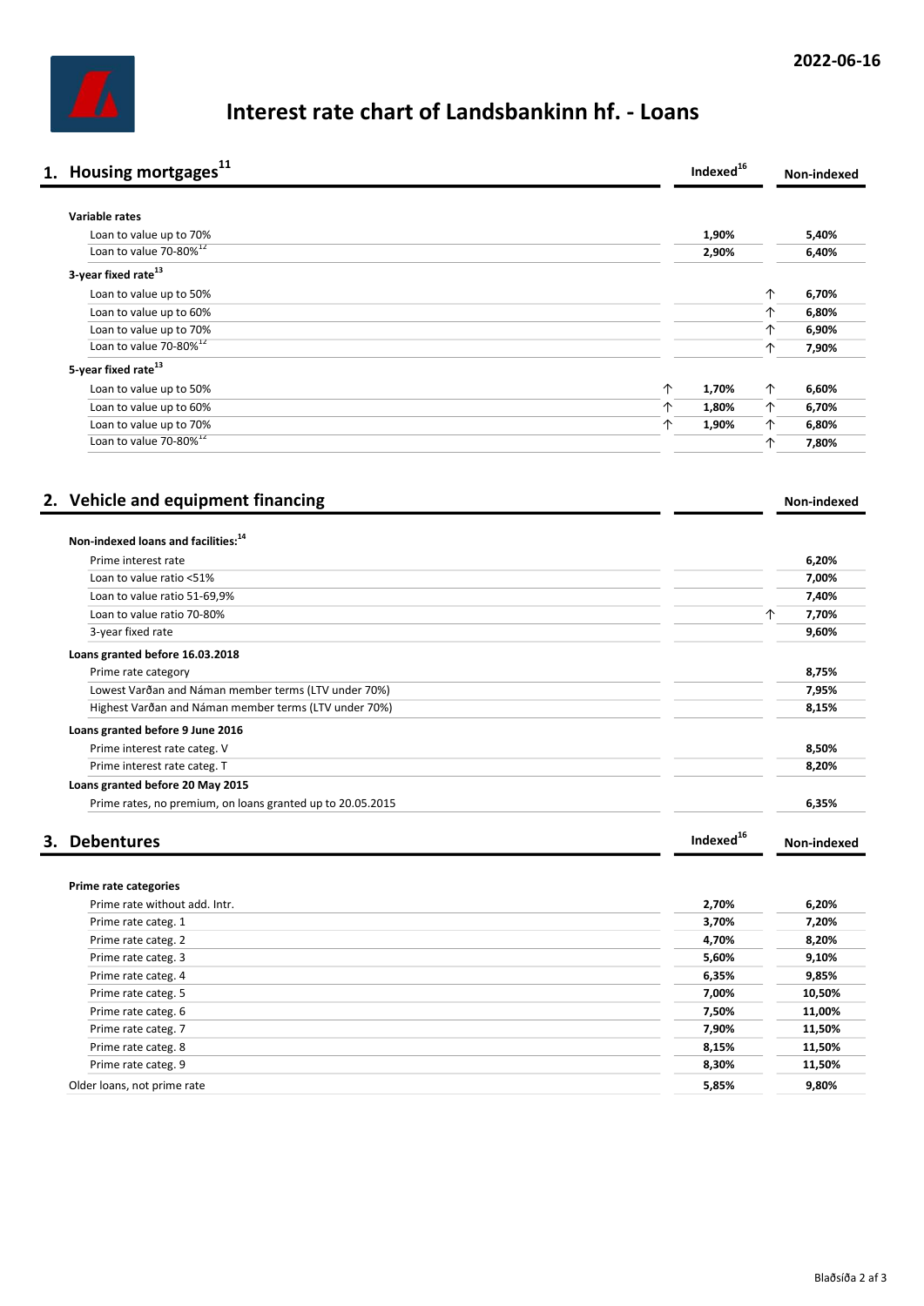2022-06-16

# Interest rate chart of Landsbankinn hf. - Loans

## 1. Housing mortgages[11]

| | Indexed[16] | Non-indexed |
|---|---|---|
| **Variable rates** | | |
| Loan to value up to 70% | 1,90% | 5,40% |
| Loan to value 70-80%[12] | 2,90% | 6,40% |
| **3-year fixed rate[13]** | | |
| Loan to value up to 50% | | ↑ 6,70% |
| Loan to value up to 60% | | ↑ 6,80% |
| Loan to value up to 70% | | ↑ 6,90% |
| Loan to value 70-80%[12] | | ↑ 7,90% |
| **5-year fixed rate[13]** | | |
| Loan to value up to 50% | ↑ 1,70% | ↑ 6,60% |
| Loan to value up to 60% | ↑ 1,80% | ↑ 6,70% |
| Loan to value up to 70% | ↑ 1,90% | ↑ 6,80% |
| Loan to value 70-80%[12] | | ↑ 7,80% |

## 2. Vehicle and equipment financing

| | | Non-indexed |
|---|---|---|
| **Non-indexed loans and facilities:[14]** | | |
| Prime interest rate | | 6,20% |
| Loan to value ratio <51% | | 7,00% |
| Loan to value ratio 51-69,9% | | 7,40% |
| Loan to value ratio 70-80% | | ↑ 7,70% |
| 3-year fixed rate | | 9,60% |
| **Loans granted before 16.03.2018** | | |
| Prime rate category | | 8,75% |
| Lowest Varðan and Náman member terms (LTV under 70%) | | 7,95% |
| Highest Varðan and Náman member terms (LTV under 70%) | | 8,15% |
| **Loans granted before 9 June 2016** | | |
| Prime interest rate categ. V | | 8,50% |
| Prime interest rate categ. T | | 8,20% |
| **Loans granted before 20 May 2015** | | |
| Prime rates, no premium, on loans granted up to 20.05.2015 | | 6,35% |

## 3. Debentures

| | Indexed[16] | Non-indexed |
|---|---|---|
| **Prime rate categories** | | |
| Prime rate without add. Intr. | 2,70% | 6,20% |
| Prime rate categ. 1 | 3,70% | 7,20% |
| Prime rate categ. 2 | 4,70% | 8,20% |
| Prime rate categ. 3 | 5,60% | 9,10% |
| Prime rate categ. 4 | 6,35% | 9,85% |
| Prime rate categ. 5 | 7,00% | 10,50% |
| Prime rate categ. 6 | 7,50% | 11,00% |
| Prime rate categ. 7 | 7,90% | 11,50% |
| Prime rate categ. 8 | 8,15% | 11,50% |
| Prime rate categ. 9 | 8,30% | 11,50% |
| Older loans, not prime rate | 5,85% | 9,80% |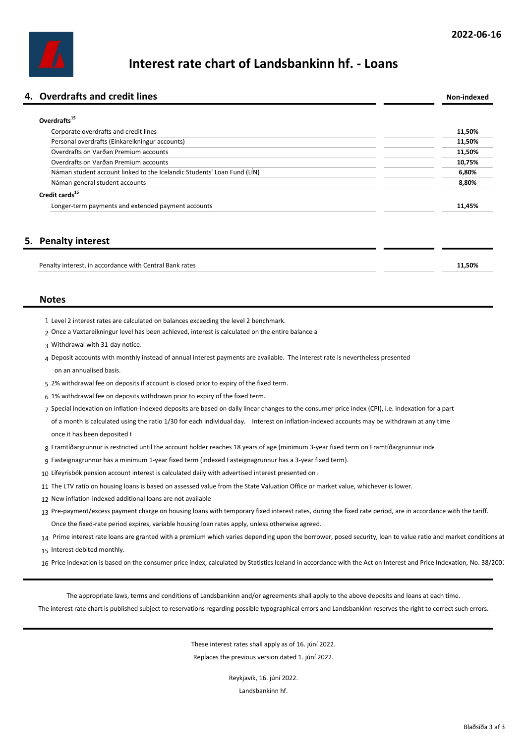# Interest rate chart of Landsbankinn hf. - Loans

2022-06-16

## 4. Overdrafts and credit lines

| | | Non-indexed |
|---|---|---|
| **Overdrafts[15]** | | |
| Corporate overdrafts and credit lines | | **11,50%** |
| Personal overdrafts (Einkareikningur accounts) | | **11,50%** |
| Overdrafts on Varðan Premium accounts | | **11,50%** |
| Overdrafts on Varðan Premium accounts | | **10,75%** |
| Náman student account linked to the Icelandic Students' Loan Fund (LÍN) | | **6,80%** |
| Náman general student accounts | | **8,80%** |
| **Credit cards[15]** | | |
| Longer-term payments and extended payment accounts | | **11,45%** |

## 5. Penalty interest

| | | |
|---|---|---|
| Penalty interest, in accordance with Central Bank rates | | **11,50%** |

## Notes

1. Level 2 interest rates are calculated on balances exceeding the level 2 benchmark.
2. Once a Vaxtareikningur level has been achieved, interest is calculated on the entire balance a
3. Withdrawal with 31-day notice.
4. Deposit accounts with monthly instead of annual interest payments are available. The interest rate is nevertheless presented on an annualised basis.
5. 2% withdrawal fee on deposits if account is closed prior to expiry of the fixed term.
6. 1% withdrawal fee on deposits withdrawn prior to expiry of the fixed term.
7. Special indexation on inflation-indexed deposits are based on daily linear changes to the consumer price index (CPI), i.e. indexation for a part of a month is calculated using the ratio 1/30 for each individual day. Interest on inflation-indexed accounts may be withdrawn at any time once it has been deposited t
8. Framtíðargrunnur is restricted until the account holder reaches 18 years of age (minimum 3-year fixed term on Framtíðargrunnur inde
9. Fasteignagrunnur has a minimum 1-year fixed term (indexed Fasteignagrunnur has a 3-year fixed term).
10. Lífeyrisbók pension account interest is calculated daily with advertised interest presented on
11. The LTV ratio on housing loans is based on assessed value from the State Valuation Office or market value, whichever is lower.
12. New inflation-indexed additional loans are not available
13. Pre-payment/excess payment charge on housing loans with temporary fixed interest rates, during the fixed rate period, are in accordance with the tariff. Once the fixed-rate period expires, variable housing loan rates apply, unless otherwise agreed.
14. Prime interest rate loans are granted with a premium which varies depending upon the borrower, posed security, loan to value ratio and market conditions at
15. Interest debited monthly.
16. Price indexation is based on the consumer price index, calculated by Statistics Iceland in accordance with the Act on Interest and Price Indexation, No. 38/200

The appropriate laws, terms and conditions of Landsbankinn and/or agreements shall apply to the above deposits and loans at each time.

The interest rate chart is published subject to reservations regarding possible typographical errors and Landsbankinn reserves the right to correct such errors.

These interest rates shall apply as of 16. júní 2022.

Replaces the previous version dated 1. júní 2022.

Reykjavík, 16. júní 2022.

Landsbankinn hf.